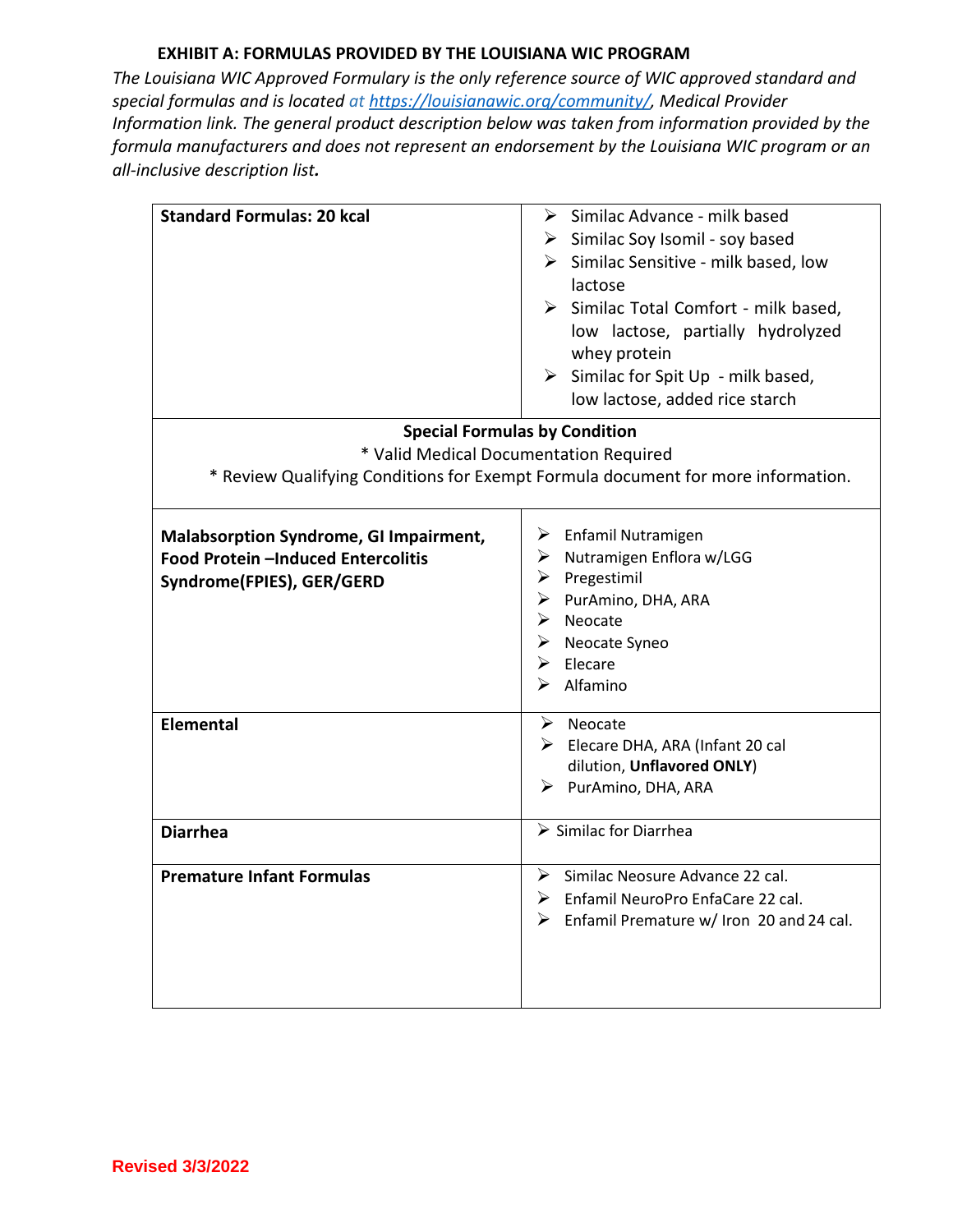## EXHIBIT A: FORMULAS PROVIDED BY THE LOUISIANA WIC PROGRAM

*The Louisiana WIC Approved Formulary is the only reference source of WIC approved standard and special formulas and is located at https://louisianawic.org/community/, Medical Provider Information link. The general product description below was taken from information provided by the formula manufacturers and does not represent an endorsement by the Louisiana WIC program or an all-inclusive description list.*

| Category | Formulas |
|---|---|
| **Standard Formulas: 20 kcal** | ➢ Similac Advance - milk based<br>➢ Similac Soy Isomil - soy based<br>➢ Similac Sensitive - milk based, low lactose<br>➢ Similac Total Comfort - milk based, low lactose, partially hydrolyzed whey protein<br>➢ Similac for Spit Up - milk based, low lactose, added rice starch |
| **Special Formulas by Condition**<br>* Valid Medical Documentation Required<br>* Review Qualifying Conditions for Exempt Formula document for more information. | |
| **Malabsorption Syndrome, GI Impairment, Food Protein –Induced Entercolitis Syndrome(FPIES), GER/GERD** | ➢ Enfamil Nutramigen<br>➢ Nutramigen Enflora w/LGG<br>➢ Pregestimil<br>➢ PurAmino, DHA, ARA<br>➢ Neocate<br>➢ Neocate Syneo<br>➢ Elecare<br>➢ Alfamino |
| **Elemental** | ➢ Neocate<br>➢ Elecare DHA, ARA (Infant 20 cal dilution, **Unflavored ONLY**)<br>➢ PurAmino, DHA, ARA |
| **Diarrhea** | ➢ Similac for Diarrhea |
| **Premature Infant Formulas** | ➢ Similac Neosure Advance 22 cal.<br>➢ Enfamil NeuroPro EnfaCare 22 cal.<br>➢ Enfamil Premature w/ Iron 20 and 24 cal. |

Revised 3/3/2022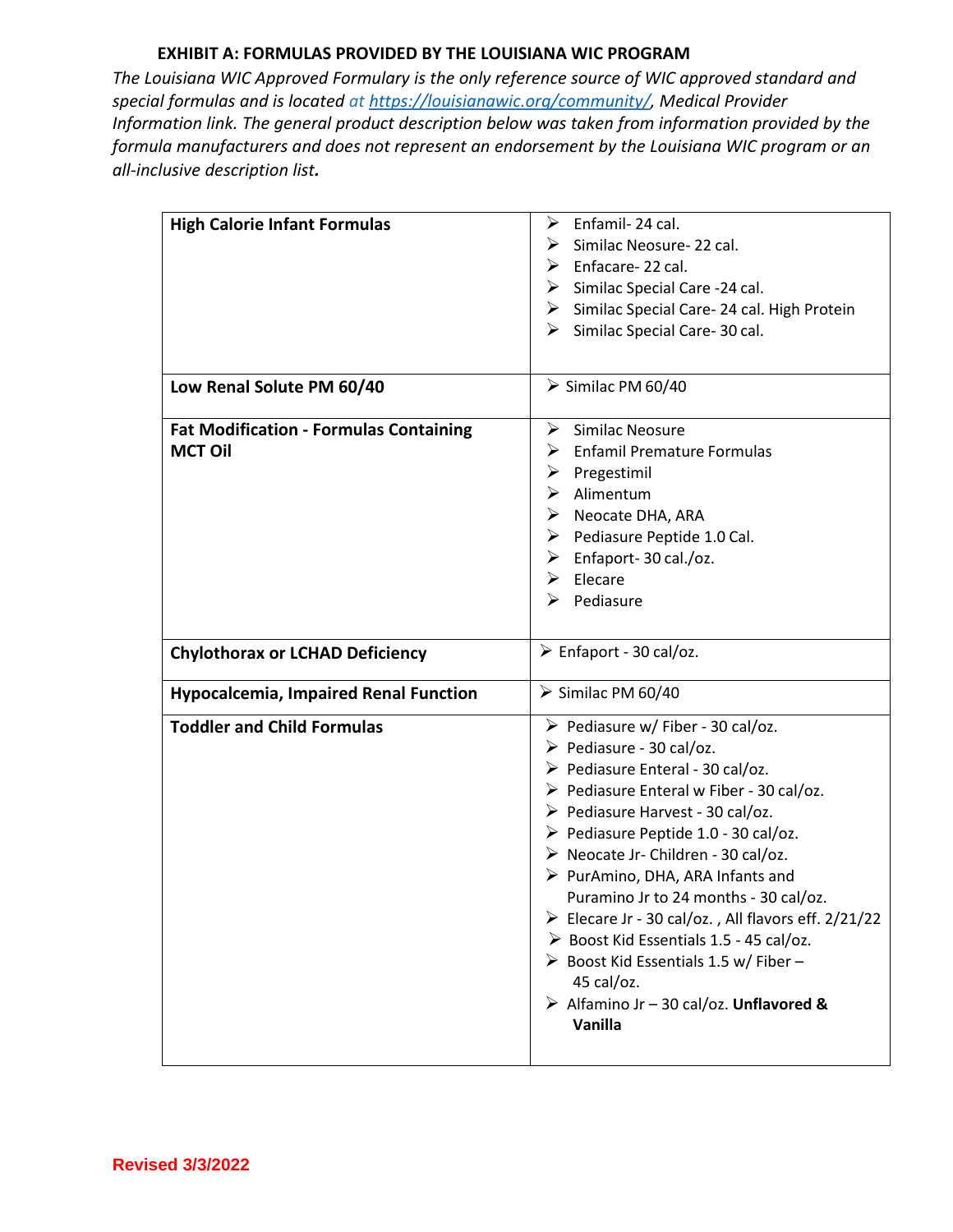## EXHIBIT A: FORMULAS PROVIDED BY THE LOUISIANA WIC PROGRAM

*The Louisiana WIC Approved Formulary is the only reference source of WIC approved standard and special formulas and is located at https://louisianawic.org/community/, Medical Provider Information link. The general product description below was taken from information provided by the formula manufacturers and does not represent an endorsement by the Louisiana WIC program or an all-inclusive description list.*

| | |
|---|---|
| **High Calorie Infant Formulas** | ➢ Enfamil- 24 cal.<br>➢ Similac Neosure- 22 cal.<br>➢ Enfacare- 22 cal.<br>➢ Similac Special Care -24 cal.<br>➢ Similac Special Care- 24 cal. High Protein<br>➢ Similac Special Care- 30 cal. |
| **Low Renal Solute PM 60/40** | ➢ Similac PM 60/40 |
| **Fat Modification - Formulas Containing MCT Oil** | ➢ Similac Neosure<br>➢ Enfamil Premature Formulas<br>➢ Pregestimil<br>➢ Alimentum<br>➢ Neocate DHA, ARA<br>➢ Pediasure Peptide 1.0 Cal.<br>➢ Enfaport- 30 cal./oz.<br>➢ Elecare<br>➢ Pediasure |
| **Chylothorax or LCHAD Deficiency** | ➢ Enfaport - 30 cal/oz. |
| **Hypocalcemia, Impaired Renal Function** | ➢ Similac PM 60/40 |
| **Toddler and Child Formulas** | ➢ Pediasure w/ Fiber - 30 cal/oz.<br>➢ Pediasure - 30 cal/oz.<br>➢ Pediasure Enteral - 30 cal/oz.<br>➢ Pediasure Enteral w Fiber - 30 cal/oz.<br>➢ Pediasure Harvest - 30 cal/oz.<br>➢ Pediasure Peptide 1.0 - 30 cal/oz.<br>➢ Neocate Jr- Children - 30 cal/oz.<br>➢ PurAmino, DHA, ARA Infants and Puramino Jr to 24 months - 30 cal/oz.<br>➢ Elecare Jr - 30 cal/oz. , All flavors eff. 2/21/22<br>➢ Boost Kid Essentials 1.5 - 45 cal/oz.<br>➢ Boost Kid Essentials 1.5 w/ Fiber – 45 cal/oz.<br>➢ Alfamino Jr – 30 cal/oz. **Unflavored & Vanilla** |

Revised 3/3/2022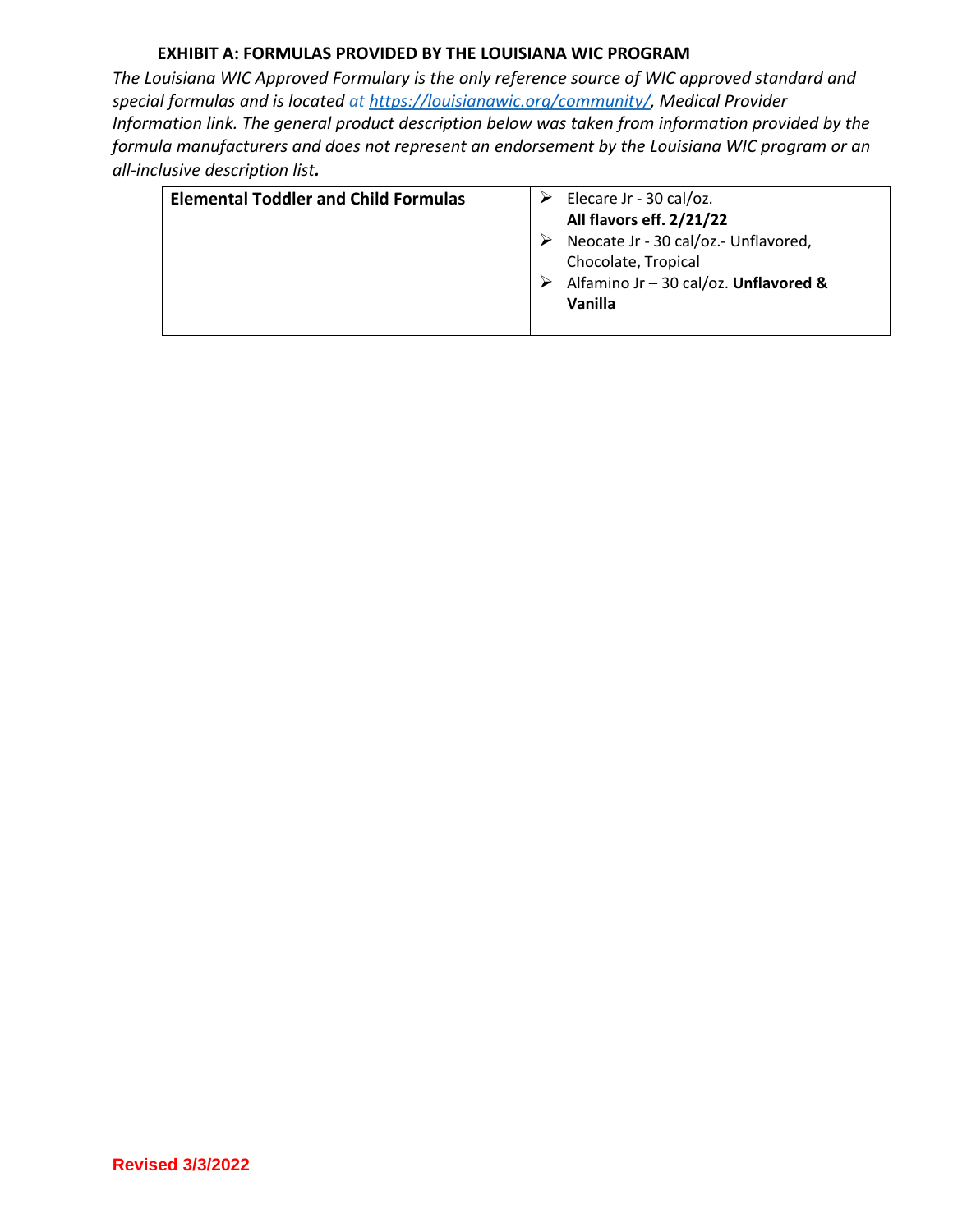## EXHIBIT A: FORMULAS PROVIDED BY THE LOUISIANA WIC PROGRAM

*The Louisiana WIC Approved Formulary is the only reference source of WIC approved standard and special formulas and is located at [https://louisianawic.org/community/](https://louisianawic.org/community/), Medical Provider Information link. The general product description below was taken from information provided by the formula manufacturers and does not represent an endorsement by the Louisiana WIC program or an all-inclusive description list.*

| | |
|---|---|
| **Elemental Toddler and Child Formulas** | ➢ Elecare Jr - 30 cal/oz. **All flavors eff. 2/21/22**<br>➢ Neocate Jr - 30 cal/oz.- Unflavored, Chocolate, Tropical<br>➢ Alfamino Jr – 30 cal/oz. **Unflavored & Vanilla** |

Revised 3/3/2022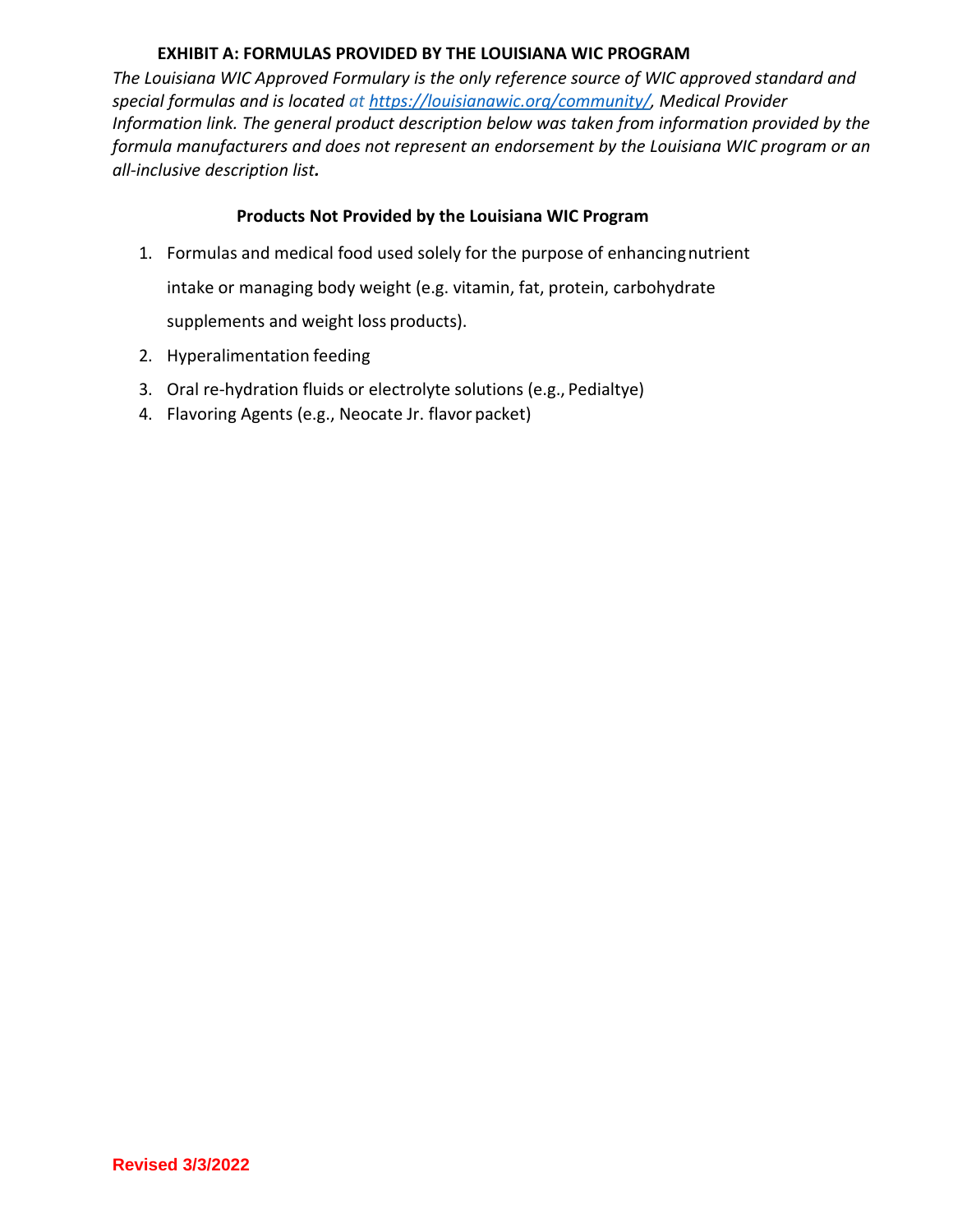## EXHIBIT A: FORMULAS PROVIDED BY THE LOUISIANA WIC PROGRAM

*The Louisiana WIC Approved Formulary is the only reference source of WIC approved standard and special formulas and is located at [https://louisianawic.org/community/](https://louisianawic.org/community/), Medical Provider Information link. The general product description below was taken from information provided by the formula manufacturers and does not represent an endorsement by the Louisiana WIC program or an all-inclusive description list.*

### Products Not Provided by the Louisiana WIC Program

1. Formulas and medical food used solely for the purpose of enhancing nutrient intake or managing body weight (e.g. vitamin, fat, protein, carbohydrate supplements and weight loss products).
2. Hyperalimentation feeding
3. Oral re-hydration fluids or electrolyte solutions (e.g., Pedialtye)
4. Flavoring Agents (e.g., Neocate Jr. flavor packet)

Revised 3/3/2022